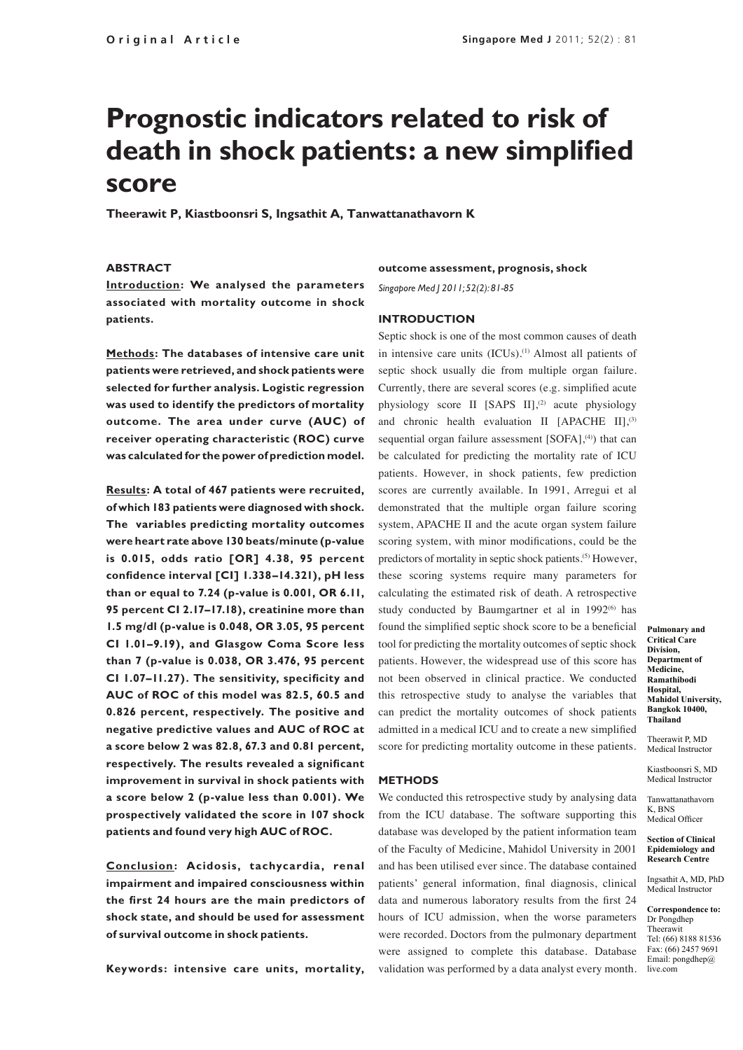Original Article

# Prognostic indicators related to risk of death in shock patients: a new simplified score

**Theerawit P, Kiastboonsri S, Ingsathit A, Tanwattanathavorn K**

## ABSTRACT

**Introduction: We analysed the parameters associated with mortality outcome in shock patients.**

**Methods: The databases of intensive care unit patients were retrieved, and shock patients were selected for further analysis. Logistic regression was used to identify the predictors of mortality outcome. The area under curve (AUC) of receiver operating characteristic (ROC) curve was calculated for the power of prediction model.**

**Results: A total of 467 patients were recruited, of which 183 patients were diagnosed with shock. The variables predicting mortality outcomes were heart rate above 130 beats/minute (p-value is 0.015, odds ratio [OR] 4.38, 95 percent confidence interval [CI] 1.338–14.321), pH less than or equal to 7.24 (p-value is 0.001, OR 6.11, 95 percent CI 2.17–17.18), creatinine more than 1.5 mg/dl (p-value is 0.048, OR 3.05, 95 percent CI 1.01–9.19), and Glasgow Coma Score less than 7 (p-value is 0.038, OR 3.476, 95 percent CI 1.07–11.27). The sensitivity, specificity and AUC of ROC of this model was 82.5, 60.5 and 0.826 percent, respectively. The positive and negative predictive values and AUC of ROC at a score below 2 was 82.8, 67.3 and 0.81 percent, respectively. The results revealed a significant improvement in survival in shock patients with a score below 2 (p-value less than 0.001). We prospectively validated the score in 107 shock patients and found very high AUC of ROC.**

**Conclusion: Acidosis, tachycardia, renal impairment and impaired consciousness within the first 24 hours are the main predictors of shock state, and should be used for assessment of survival outcome in shock patients.**

**Keywords: intensive care units, mortality, outcome assessment, prognosis, shock**

*Singapore Med J 2011; 52(2): 81-85*

## INTRODUCTION

Septic shock is one of the most common causes of death in intensive care units (ICUs).[1] Almost all patients of septic shock usually die from multiple organ failure. Currently, there are several scores (e.g. simplified acute physiology score II [SAPS II],[2] acute physiology and chronic health evaluation II [APACHE II],[3] sequential organ failure assessment [SOFA],[4]) that can be calculated for predicting the mortality rate of ICU patients. However, in shock patients, few prediction scores are currently available. In 1991, Arregui et al demonstrated that the multiple organ failure scoring system, APACHE II and the acute organ system failure scoring system, with minor modifications, could be the predictors of mortality in septic shock patients.[5] However, these scoring systems require many parameters for calculating the estimated risk of death. A retrospective study conducted by Baumgartner et al in 1992[6] has found the simplified septic shock score to be a beneficial tool for predicting the mortality outcomes of septic shock patients. However, the widespread use of this score has not been observed in clinical practice. We conducted this retrospective study to analyse the variables that can predict the mortality outcomes of shock patients admitted in a medical ICU and to create a new simplified score for predicting mortality outcome in these patients.

## METHODS

We conducted this retrospective study by analysing data from the ICU database. The software supporting this database was developed by the patient information team of the Faculty of Medicine, Mahidol University in 2001 and has been utilised ever since. The database contained patients' general information, final diagnosis, clinical data and numerous laboratory results from the first 24 hours of ICU admission, when the worse parameters were recorded. Doctors from the pulmonary department were assigned to complete this database. Database validation was performed by a data analyst every month.

**Pulmonary and Critical Care Division, Department of Medicine, Ramathibodi Hospital, Mahidol University, Bangkok 10400, Thailand**

Theerawit P, MD
Medical Instructor

Kiastboonsri S, MD
Medical Instructor

Tanwattanathavorn K, BNS
Medical Officer

**Section of Clinical Epidemiology and Research Centre**

Ingsathit A, MD, PhD
Medical Instructor

**Correspondence to:**
Dr Pongdhep Theerawit
Tel: (66) 8188 81536
Fax: (66) 2457 9691
Email: pongdhep@live.com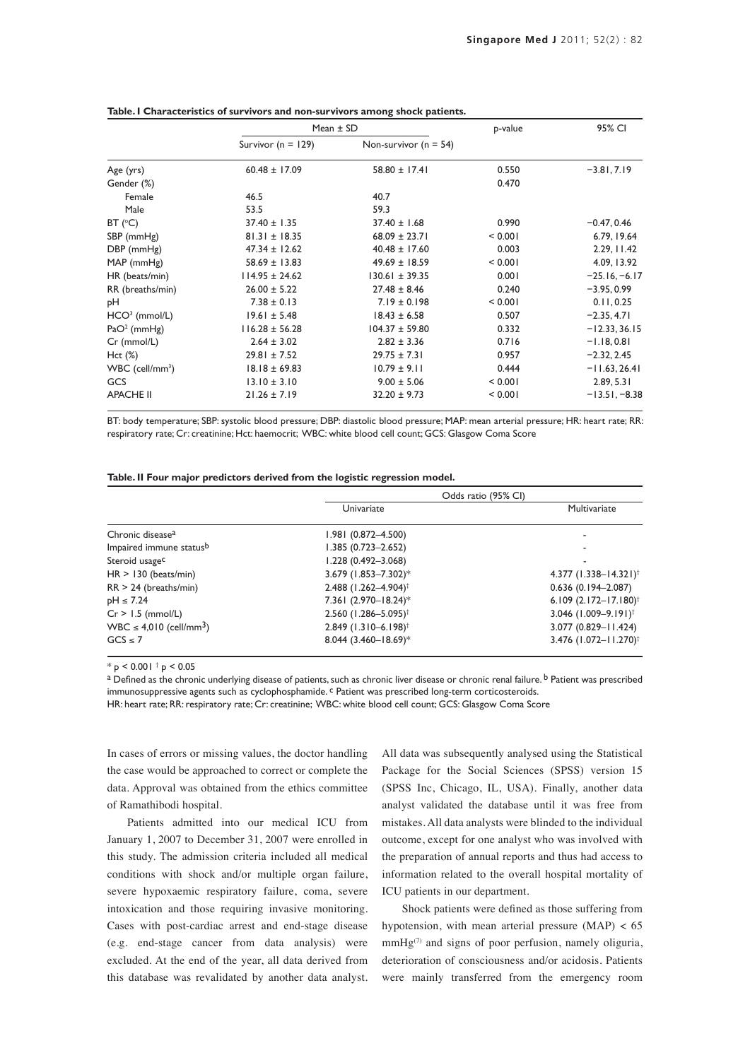**Table. I Characteristics of survivors and non-survivors among shock patients.**

| | Mean ± SD | | p-value | 95% CI |
|---|---|---|---|---|
| | Survivor (n = 129) | Non-survivor (n = 54) | | |
| Age (yrs) | 60.48 ± 17.09 | 58.80 ± 17.41 | 0.550 | −3.81, 7.19 |
| Gender (%) | | | 0.470 | |
| Female | 46.5 | 40.7 | | |
| Male | 53.5 | 59.3 | | |
| BT (°C) | 37.40 ± 1.35 | 37.40 ± 1.68 | 0.990 | −0.47, 0.46 |
| SBP (mmHg) | 81.31 ± 18.35 | 68.09 ± 23.71 | < 0.001 | 6.79, 19.64 |
| DBP (mmHg) | 47.34 ± 12.62 | 40.48 ± 17.60 | 0.003 | 2.29, 11.42 |
| MAP (mmHg) | 58.69 ± 13.83 | 49.69 ± 18.59 | < 0.001 | 4.09, 13.92 |
| HR (beats/min) | 114.95 ± 24.62 | 130.61 ± 39.35 | 0.001 | −25.16, −6.17 |
| RR (breaths/min) | 26.00 ± 5.22 | 27.48 ± 8.46 | 0.240 | −3.95, 0.99 |
| pH | 7.38 ± 0.13 | 7.19 ± 0.198 | < 0.001 | 0.11, 0.25 |
| $HCO^3$ (mmol/L) | 19.61 ± 5.48 | 18.43 ± 6.58 | 0.507 | −2.35, 4.71 |
| $PaO^2$ (mmHg) | 116.28 ± 56.28 | 104.37 ± 59.80 | 0.332 | −12.33, 36.15 |
| Cr (mmol/L) | 2.64 ± 3.02 | 2.82 ± 3.36 | 0.716 | −1.18, 0.81 |
| Hct (%) | 29.81 ± 7.52 | 29.75 ± 7.31 | 0.957 | −2.32, 2.45 |
| WBC ($cell/mm^3$) | 18.18 ± 69.83 | 10.79 ± 9.11 | 0.444 | −11.63, 26.41 |
| GCS | 13.10 ± 3.10 | 9.00 ± 5.06 | < 0.001 | 2.89, 5.31 |
| APACHE II | 21.26 ± 7.19 | 32.20 ± 9.73 | < 0.001 | −13.51, −8.38 |

BT: body temperature; SBP: systolic blood pressure; DBP: diastolic blood pressure; MAP: mean arterial pressure; HR: heart rate; RR: respiratory rate; Cr: creatinine; Hct: haemocrit; WBC: white blood cell count; GCS: Glasgow Coma Score

**Table. II Four major predictors derived from the logistic regression model.**

| | Odds ratio (95% CI) | |
|---|---|---|
| | Univariate | Multivariate |
| Chronic disease[a] | 1.981 (0.872–4.500) | - |
| Impaired immune status[b] | 1.385 (0.723–2.652) | - |
| Steroid usage[c] | 1.228 (0.492–3.068) | - |
| HR > 130 (beats/min) | 3.679 (1.853–7.302)* | 4.377 (1.338–14.321)† |
| RR > 24 (breaths/min) | 2.488 (1.262–4.904)† | 0.636 (0.194–2.087) |
| pH ≤ 7.24 | 7.361 (2.970–18.24)* | 6.109 (2.172–17.180)† |
| Cr > 1.5 (mmol/L) | 2.560 (1.286–5.095)† | 3.046 (1.009–9.191)† |
| WBC ≤ 4,010 ($cell/mm^3$) | 2.849 (1.310–6.198)† | 3.077 (0.829–11.424) |
| GCS ≤ 7 | 8.044 (3.460–18.69)* | 3.476 (1.072–11.270)† |

* $p < 0.001$ † $p < 0.05$

[a] Defined as the chronic underlying disease of patients, such as chronic liver disease or chronic renal failure. [b] Patient was prescribed immunosuppressive agents such as cyclophosphamide. [c] Patient was prescribed long-term corticosteroids.

HR: heart rate; RR: respiratory rate; Cr: creatinine; WBC: white blood cell count; GCS: Glasgow Coma Score

In cases of errors or missing values, the doctor handling the case would be approached to correct or complete the data. Approval was obtained from the ethics committee of Ramathibodi hospital.

Patients admitted into our medical ICU from January 1, 2007 to December 31, 2007 were enrolled in this study. The admission criteria included all medical conditions with shock and/or multiple organ failure, severe hypoxaemic respiratory failure, coma, severe intoxication and those requiring invasive monitoring. Cases with post-cardiac arrest and end-stage disease (e.g. end-stage cancer from data analysis) were excluded. At the end of the year, all data derived from this database was revalidated by another data analyst. All data was subsequently analysed using the Statistical Package for the Social Sciences (SPSS) version 15 (SPSS Inc, Chicago, IL, USA). Finally, another data analyst validated the database until it was free from mistakes. All data analysts were blinded to the individual outcome, except for one analyst who was involved with the preparation of annual reports and thus had access to information related to the overall hospital mortality of ICU patients in our department.

Shock patients were defined as those suffering from hypotension, with mean arterial pressure (MAP) < 65 mmHg[7] and signs of poor perfusion, namely oliguria, deterioration of consciousness and/or acidosis. Patients were mainly transferred from the emergency room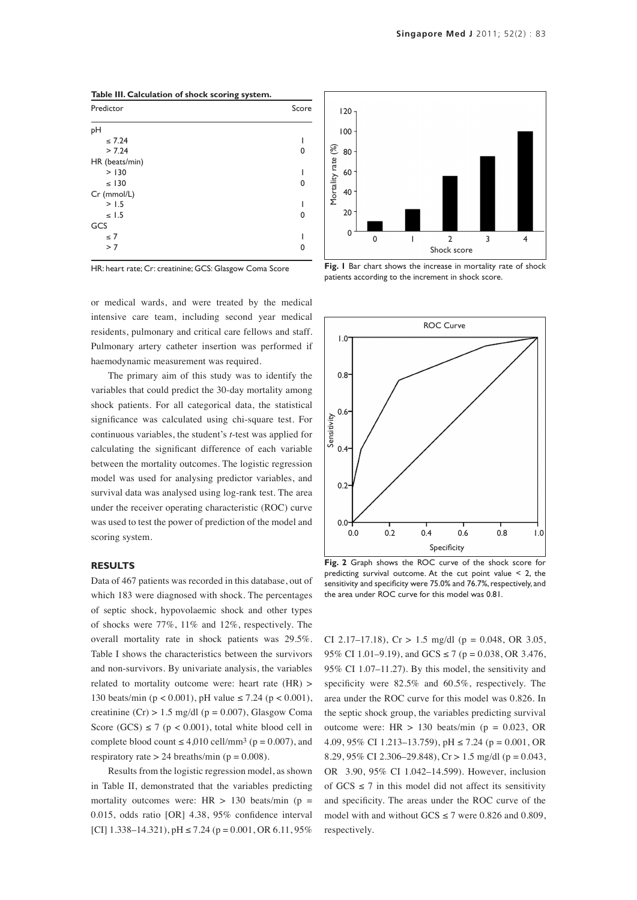**Table III. Calculation of shock scoring system.**

| Predictor | Score |
|---|---|
| pH | |
| ≤ 7.24 | 1 |
| > 7.24 | 0 |
| HR (beats/min) | |
| > 130 | 1 |
| ≤ 130 | 0 |
| Cr (mmol/L) | |
| > 1.5 | 1 |
| ≤ 1.5 | 0 |
| GCS | |
| ≤ 7 | 1 |
| > 7 | 0 |

HR: heart rate; Cr: creatinine; GCS: Glasgow Coma Score

**Fig. 1** Bar chart shows the increase in mortality rate of shock patients according to the increment in shock score.

**Fig. 2** Graph shows the ROC curve of the shock score for predicting survival outcome. At the cut point value < 2, the sensitivity and specificity were 75.0% and 76.7%, respectively, and the area under ROC curve for this model was 0.81.

or medical wards, and were treated by the medical intensive care team, including second year medical residents, pulmonary and critical care fellows and staff. Pulmonary artery catheter insertion was performed if haemodynamic measurement was required.

The primary aim of this study was to identify the variables that could predict the 30-day mortality among shock patients. For all categorical data, the statistical significance was calculated using chi-square test. For continuous variables, the student's *t*-test was applied for calculating the significant difference of each variable between the mortality outcomes. The logistic regression model was used for analysing predictor variables, and survival data was analysed using log-rank test. The area under the receiver operating characteristic (ROC) curve was used to test the power of prediction of the model and scoring system.

## RESULTS

Data of 467 patients was recorded in this database, out of which 183 were diagnosed with shock. The percentages of septic shock, hypovolaemic shock and other types of shocks were 77%, 11% and 12%, respectively. The overall mortality rate in shock patients was 29.5%. Table I shows the characteristics between the survivors and non-survivors. By univariate analysis, the variables related to mortality outcome were: heart rate (HR) > 130 beats/min ($p < 0.001$), pH value ≤ 7.24 ($p < 0.001$), creatinine (Cr) > 1.5 mg/dl ($p = 0.007$), Glasgow Coma Score (GCS) ≤ 7 ($p < 0.001$), total white blood cell in complete blood count ≤ 4,010 cell/mm$^3$ ($p = 0.007$), and respiratory rate > 24 breaths/min ($p = 0.008$).

Results from the logistic regression model, as shown in Table II, demonstrated that the variables predicting mortality outcomes were: HR > 130 beats/min ($p = 0.015$, odds ratio [OR] 4.38, 95% confidence interval [CI] 1.338–14.321), pH ≤ 7.24 ($p = 0.001$, OR 6.11, 95% CI 2.17–17.18), Cr > 1.5 mg/dl ($p = 0.048$, OR 3.05, 95% CI 1.01–9.19), and GCS ≤ 7 ($p = 0.038$, OR 3.476, 95% CI 1.07–11.27). By this model, the sensitivity and specificity were 82.5% and 60.5%, respectively. The area under the ROC curve for this model was 0.826. In the septic shock group, the variables predicting survival outcome were: HR > 130 beats/min ($p = 0.023$, OR 4.09, 95% CI 1.213–13.759), pH ≤ 7.24 ($p = 0.001$, OR 8.29, 95% CI 2.306–29.848), Cr > 1.5 mg/dl ($p = 0.043$, OR 3.90, 95% CI 1.042–14.599). However, inclusion of GCS ≤ 7 in this model did not affect its sensitivity and specificity. The areas under the ROC curve of the model with and without GCS ≤ 7 were 0.826 and 0.809, respectively.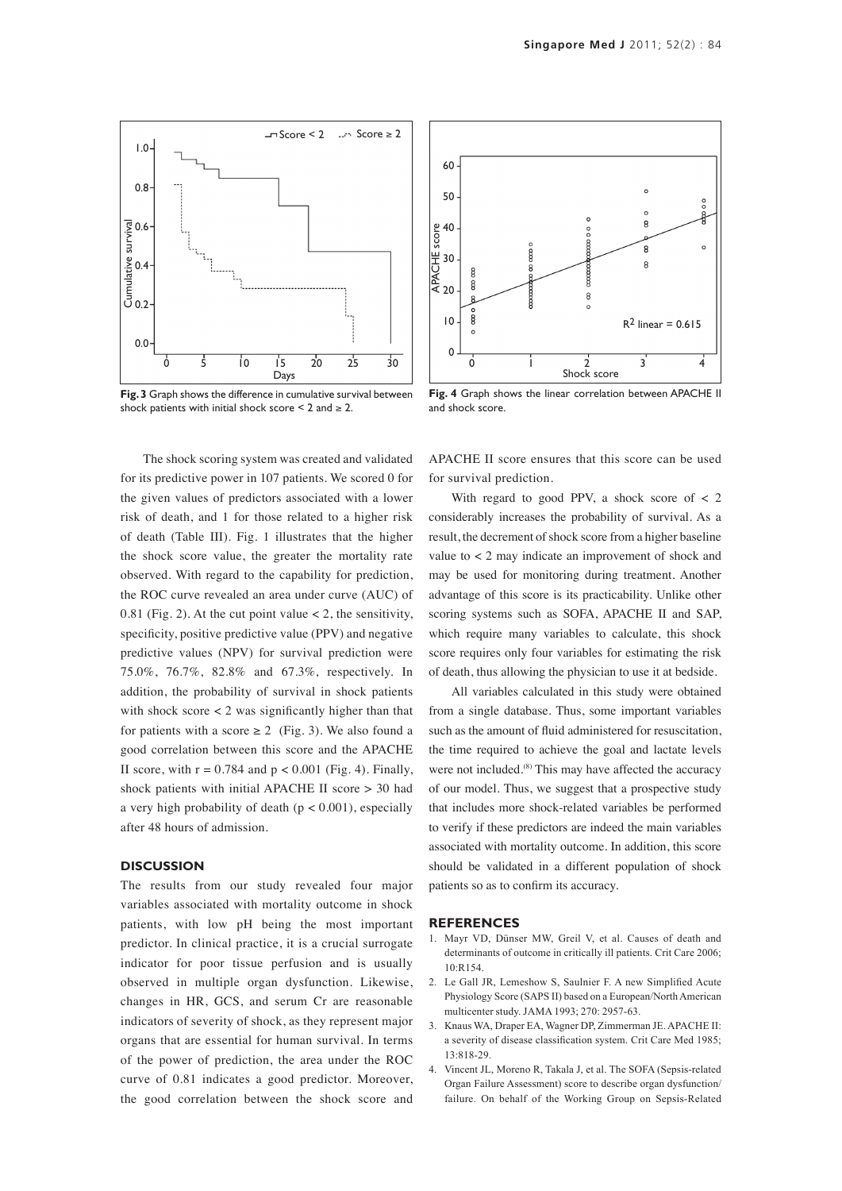**Fig. 3** Graph shows the difference in cumulative survival between shock patients with initial shock score < 2 and ≥ 2.

**Fig. 4** Graph shows the linear correlation between APACHE II and shock score.

The shock scoring system was created and validated for its predictive power in 107 patients. We scored 0 for the given values of predictors associated with a lower risk of death, and 1 for those related to a higher risk of death (Table III). Fig. 1 illustrates that the higher the shock score value, the greater the mortality rate observed. With regard to the capability for prediction, the ROC curve revealed an area under curve (AUC) of 0.81 (Fig. 2). At the cut point value < 2, the sensitivity, specificity, positive predictive value (PPV) and negative predictive values (NPV) for survival prediction were 75.0%, 76.7%, 82.8% and 67.3%, respectively. In addition, the probability of survival in shock patients with shock score < 2 was significantly higher than that for patients with a score ≥ 2 (Fig. 3). We also found a good correlation between this score and the APACHE II score, with $r = 0.784$ and $p < 0.001$ (Fig. 4). Finally, shock patients with initial APACHE II score > 30 had a very high probability of death ($p < 0.001$), especially after 48 hours of admission.

## DISCUSSION

The results from our study revealed four major variables associated with mortality outcome in shock patients, with low pH being the most important predictor. In clinical practice, it is a crucial surrogate indicator for poor tissue perfusion and is usually observed in multiple organ dysfunction. Likewise, changes in HR, GCS, and serum Cr are reasonable indicators of severity of shock, as they represent major organs that are essential for human survival. In terms of the power of prediction, the area under the ROC curve of 0.81 indicates a good predictor. Moreover, the good correlation between the shock score and APACHE II score ensures that this score can be used for survival prediction.

With regard to good PPV, a shock score of < 2 considerably increases the probability of survival. As a result, the decrement of shock score from a higher baseline value to < 2 may indicate an improvement of shock and may be used for monitoring during treatment. Another advantage of this score is its practicability. Unlike other scoring systems such as SOFA, APACHE II and SAP, which require many variables to calculate, this shock score requires only four variables for estimating the risk of death, thus allowing the physician to use it at bedside.

All variables calculated in this study were obtained from a single database. Thus, some important variables such as the amount of fluid administered for resuscitation, the time required to achieve the goal and lactate levels were not included.[8] This may have affected the accuracy of our model. Thus, we suggest that a prospective study that includes more shock-related variables be performed to verify if these predictors are indeed the main variables associated with mortality outcome. In addition, this score should be validated in a different population of shock patients so as to confirm its accuracy.

## REFERENCES

1. Mayr VD, Dünser MW, Greil V, et al. Causes of death and determinants of outcome in critically ill patients. Crit Care 2006; 10:R154.
2. Le Gall JR, Lemeshow S, Saulnier F. A new Simplified Acute Physiology Score (SAPS II) based on a European/North American multicenter study. JAMA 1993; 270: 2957-63.
3. Knaus WA, Draper EA, Wagner DP, Zimmerman JE. APACHE II: a severity of disease classification system. Crit Care Med 1985; 13:818-29.
4. Vincent JL, Moreno R, Takala J, et al. The SOFA (Sepsis-related Organ Failure Assessment) score to describe organ dysfunction/ failure. On behalf of the Working Group on Sepsis-Related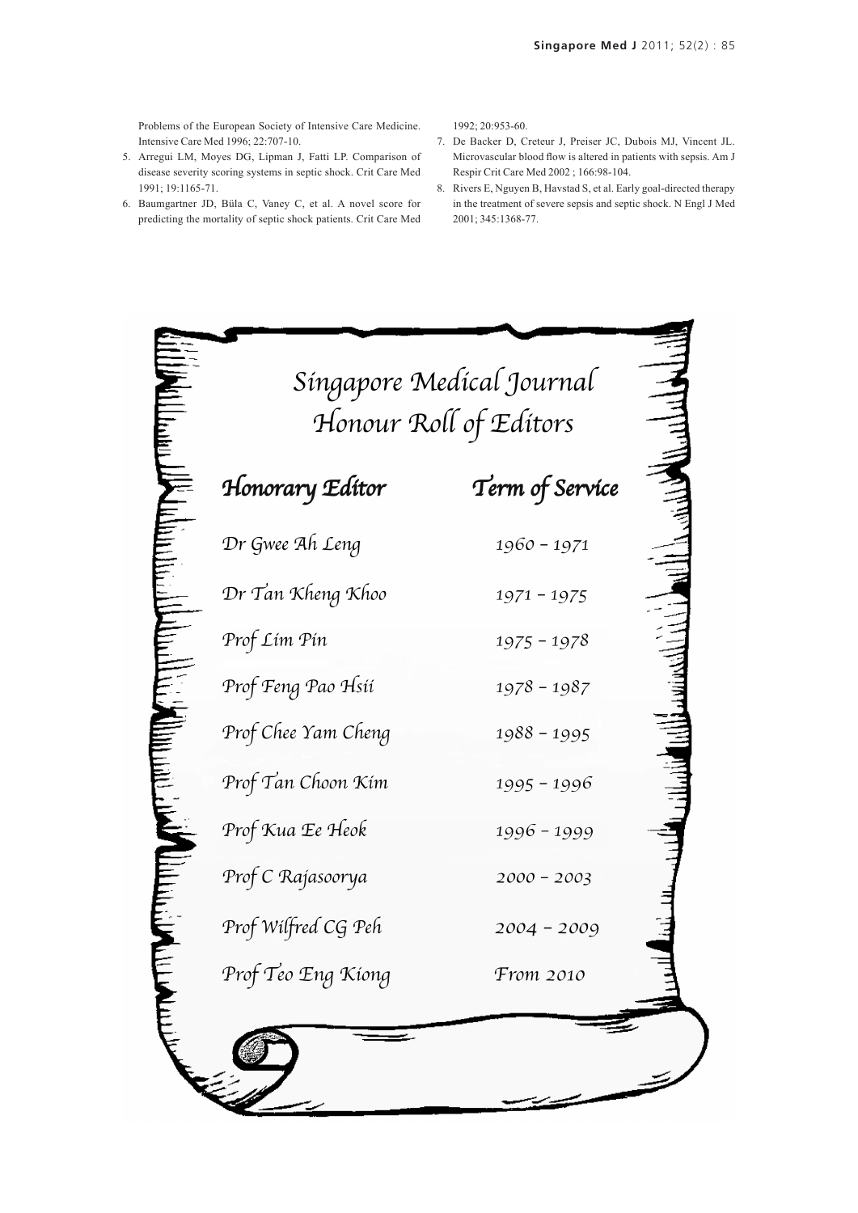Problems of the European Society of Intensive Care Medicine. Intensive Care Med 1996; 22:707-10.

5. Arregui LM, Moyes DG, Lipman J, Fatti LP. Comparison of disease severity scoring systems in septic shock. Crit Care Med 1991; 19:1165-71.
6. Baumgartner JD, Büla C, Vaney C, et al. A novel score for predicting the mortality of septic shock patients. Crit Care Med 1992; 20:953-60.
7. De Backer D, Creteur J, Preiser JC, Dubois MJ, Vincent JL. Microvascular blood flow is altered in patients with sepsis. Am J Respir Crit Care Med 2002 ; 166:98-104.
8. Rivers E, Nguyen B, Havstad S, et al. Early goal-directed therapy in the treatment of severe sepsis and septic shock. N Engl J Med 2001; 345:1368-77.

# Singapore Medical Journal Honour Roll of Editors

| Honorary Editor | Term of Service |
|---|---|
| Dr Gwee Ah Leng | 1960 – 1971 |
| Dr Tan Kheng Khoo | 1971 – 1975 |
| Prof Lim Pin | 1975 – 1978 |
| Prof Feng Pao Hsii | 1978 – 1987 |
| Prof Chee Yam Cheng | 1988 – 1995 |
| Prof Tan Choon Kim | 1995 – 1996 |
| Prof Kua Ee Heok | 1996 – 1999 |
| Prof C Rajasoorya | 2000 – 2003 |
| Prof Wilfred CG Peh | 2004 – 2009 |
| Prof Teo Eng Kiong | From 2010 |